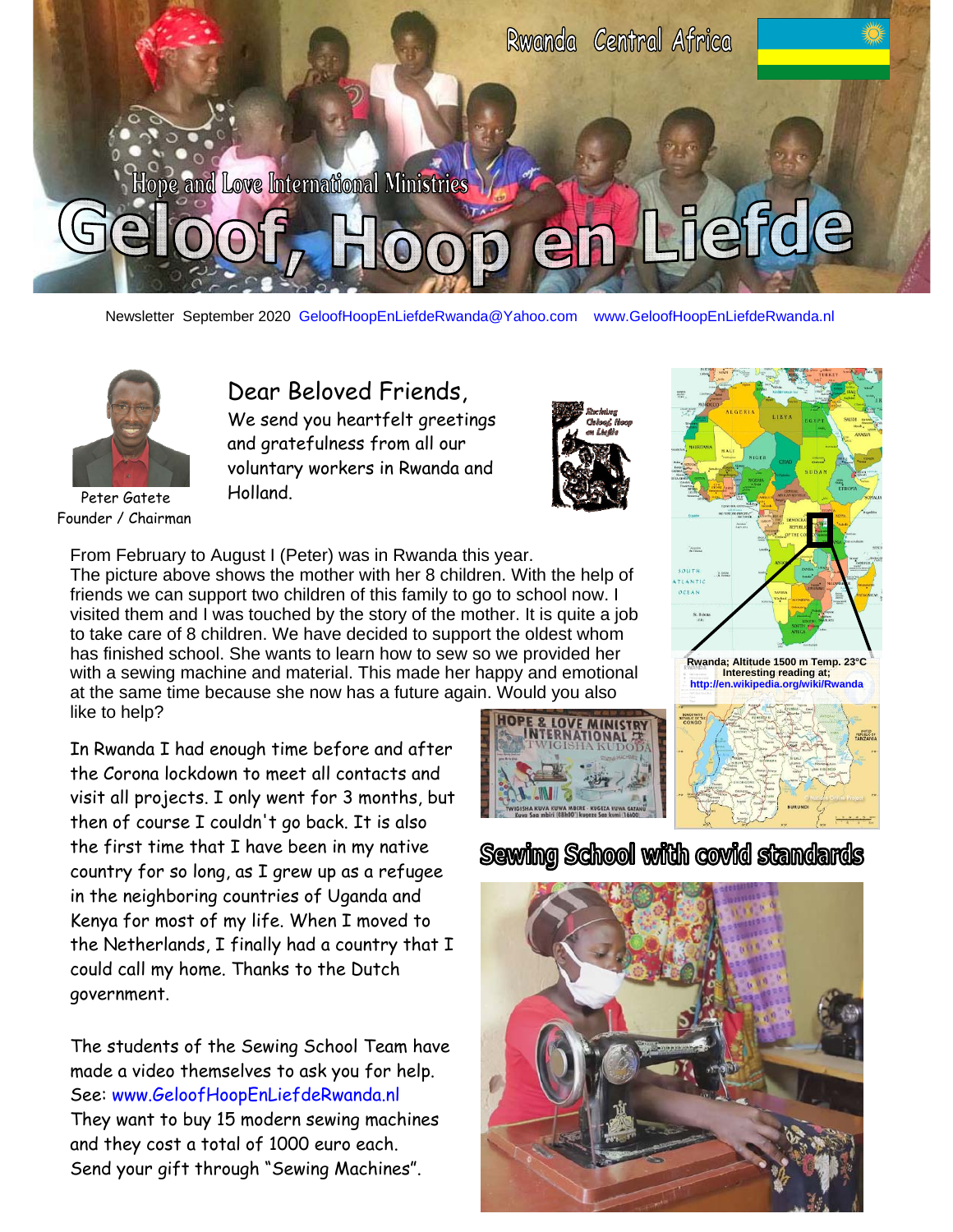Rwanda Central Africa

Hope and Love International Ministries

# Geloof, Hoop en Liefde

Newsletter September 2020 GeloofHoopEnLiefdeRwanda@Yahoo.com www.GeloofHoopEnLiefdeRwanda.nl

Peter Gatete
Founder / Chairman

## Dear Beloved Friends,

We send you heartfelt greetings and gratefulness from all our voluntary workers in Rwanda and Holland.

From February to August I (Peter) was in Rwanda this year.
The picture above shows the mother with her 8 children. With the help of friends we can support two children of this family to go to school now. I visited them and I was touched by the story of the mother. It is quite a job to take care of 8 children. We have decided to support the oldest whom has finished school. She wants to learn how to sew so we provided her with a sewing machine and material. This made her happy and emotional at the same time because she now has a future again. Would you also like to help?

Rwanda; Altitude 1500 m Temp. 23°C
Interesting reading at;
http://en.wikipedia.org/wiki/Rwanda

In Rwanda I had enough time before and after the Corona lockdown to meet all contacts and visit all projects. I only went for 3 months, but then of course I couldn't go back. It is also the first time that I have been in my native country for so long, as I grew up as a refugee in the neighboring countries of Uganda and Kenya for most of my life. When I moved to the Netherlands, I finally had a country that I could call my home. Thanks to the Dutch government.

The students of the Sewing School Team have made a video themselves to ask you for help.
See: www.GeloofHoopEnLiefdeRwanda.nl
They want to buy 15 modern sewing machines and they cost a total of 1000 euro each.
Send your gift through "Sewing Machines".

## Sewing School with covid standards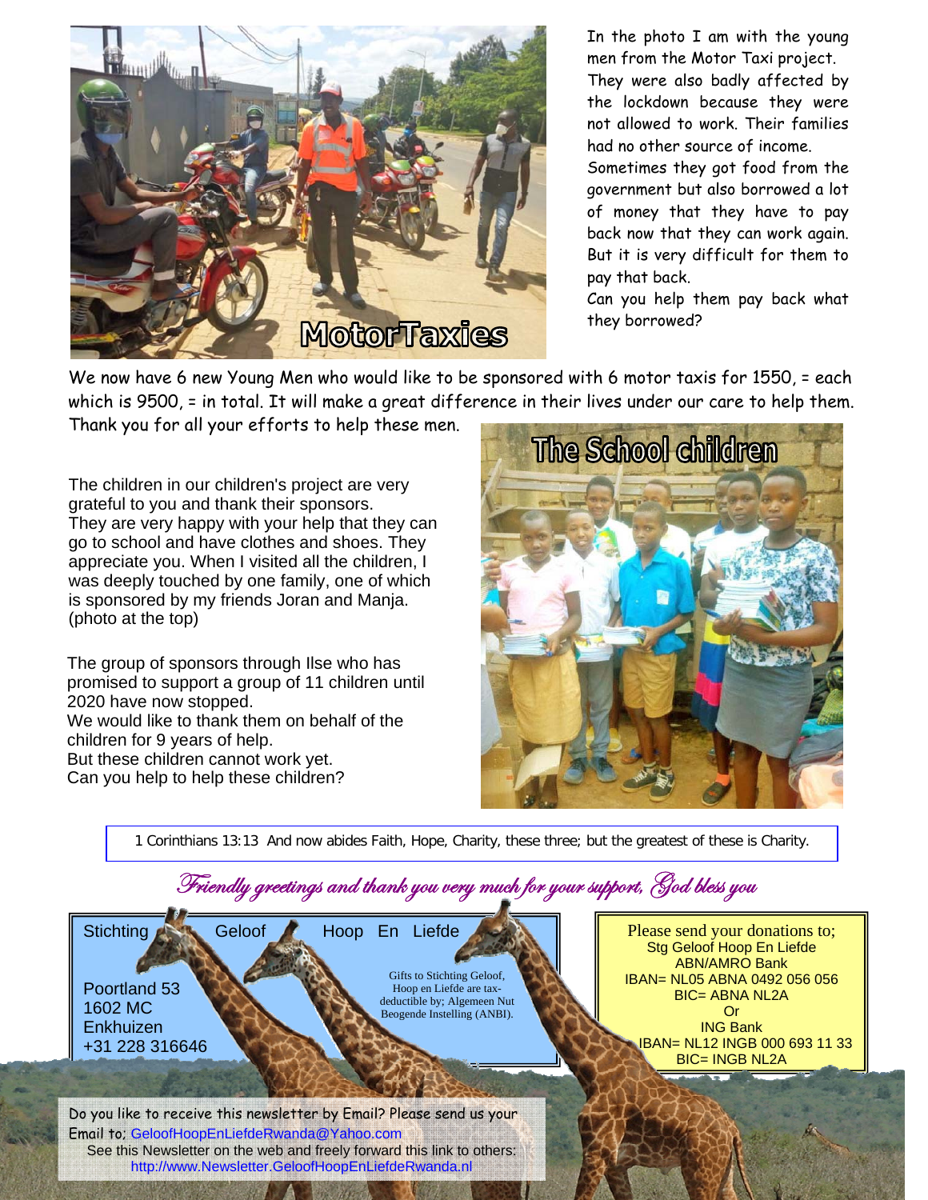## MotorTaxies

In the photo I am with the young men from the Motor Taxi project. They were also badly affected by the lockdown because they were not allowed to work. Their families had no other source of income. Sometimes they got food from the government but also borrowed a lot of money that they have to pay back now that they can work again. But it is very difficult for them to pay that back.

Can you help them pay back what they borrowed?

We now have 6 new Young Men who would like to be sponsored with 6 motor taxis for 1550, = each which is 9500, = in total. It will make a great difference in their lives under our care to help them. Thank you for all your efforts to help these men.

## The School children

The children in our children's project are very grateful to you and thank their sponsors. They are very happy with your help that they can go to school and have clothes and shoes. They appreciate you. When I visited all the children, I was deeply touched by one family, one of which is sponsored by my friends Joran and Manja. (photo at the top)

The group of sponsors through Ilse who has promised to support a group of 11 children until 2020 have now stopped.
We would like to thank them on behalf of the children for 9 years of help.
But these children cannot work yet.
Can you help to help these children?

1 Corinthians 13:13 And now abides Faith, Hope, Charity, these three; but the greatest of these is Charity.

*Friendly greetings and thank you very much for your support, God bless you*

Stichting Geloof Hoop En Liefde

Poortland 53
1602 MC
Enkhuizen
+31 228 316646

Gifts to Stichting Geloof, Hoop en Liefde are tax-deductible by; Algemeen Nut Beogende Instelling (ANBI).

Please send your donations to;
Stg Geloof Hoop En Liefde
ABN/AMRO Bank
IBAN= NL05 ABNA 0492 056 056
BIC= ABNA NL2A
Or
ING Bank
IBAN= NL12 INGB 000 693 11 33
BIC= INGB NL2A

Do you like to receive this newsletter by Email? Please send us your Email to; GeloofHoopEnLiefdeRwanda@Yahoo.com
See this Newsletter on the web and freely forward this link to others:
http://www.Newsletter.GeloofHoopEnLiefdeRwanda.nl